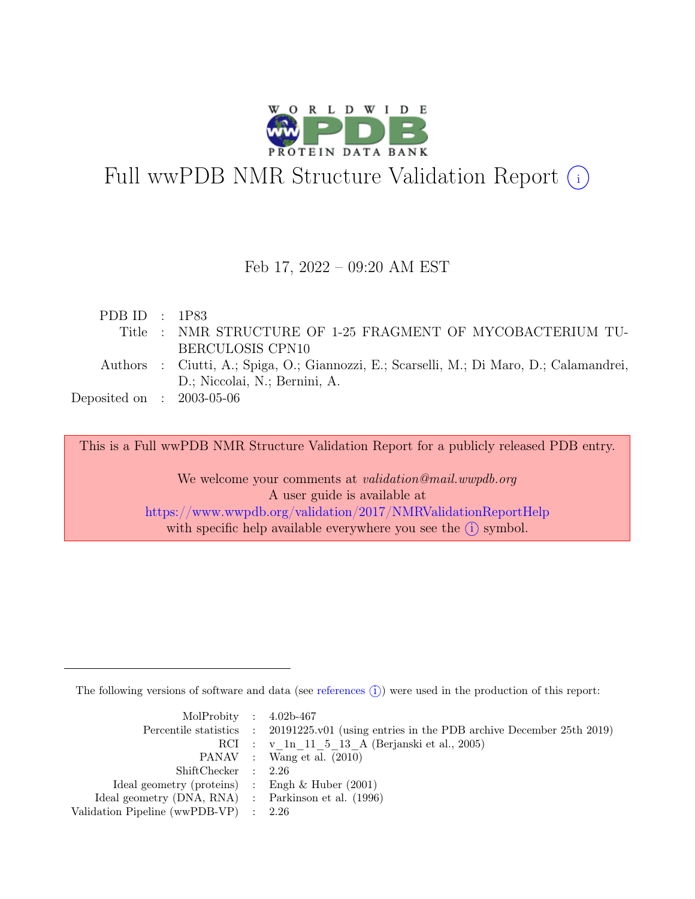# Full wwPDB NMR Structure Validation Report (i)

Feb 17, 2022 – 09:20 AM EST

| | | |
|---|---|---|
| PDB ID | : | 1P83 |
| Title | : | NMR STRUCTURE OF 1-25 FRAGMENT OF MYCOBACTERIUM TUBERCULOSIS CPN10 |
| Authors | : | Ciutti, A.; Spiga, O.; Giannozzi, E.; Scarselli, M.; Di Maro, D.; Calamandrei, D.; Niccolai, N.; Bernini, A. |
| Deposited on | : | 2003-05-06 |

This is a Full wwPDB NMR Structure Validation Report for a publicly released PDB entry.

We welcome your comments at *validation@mail.wwpdb.org*
A user guide is available at
https://www.wwpdb.org/validation/2017/NMRValidationReportHelp
with specific help available everywhere you see the (i) symbol.

The following versions of software and data (see references (i)) were used in the production of this report:

| | | |
|---|---|---|
| MolProbity | : | 4.02b-467 |
| Percentile statistics | : | 20191225.v01 (using entries in the PDB archive December 25th 2019) |
| RCI | : | v_1n_11_5_13_A (Berjanski et al., 2005) |
| PANAV | : | Wang et al. (2010) |
| ShiftChecker | : | 2.26 |
| Ideal geometry (proteins) | : | Engh & Huber (2001) |
| Ideal geometry (DNA, RNA) | : | Parkinson et al. (1996) |
| Validation Pipeline (wwPDB-VP) | : | 2.26 |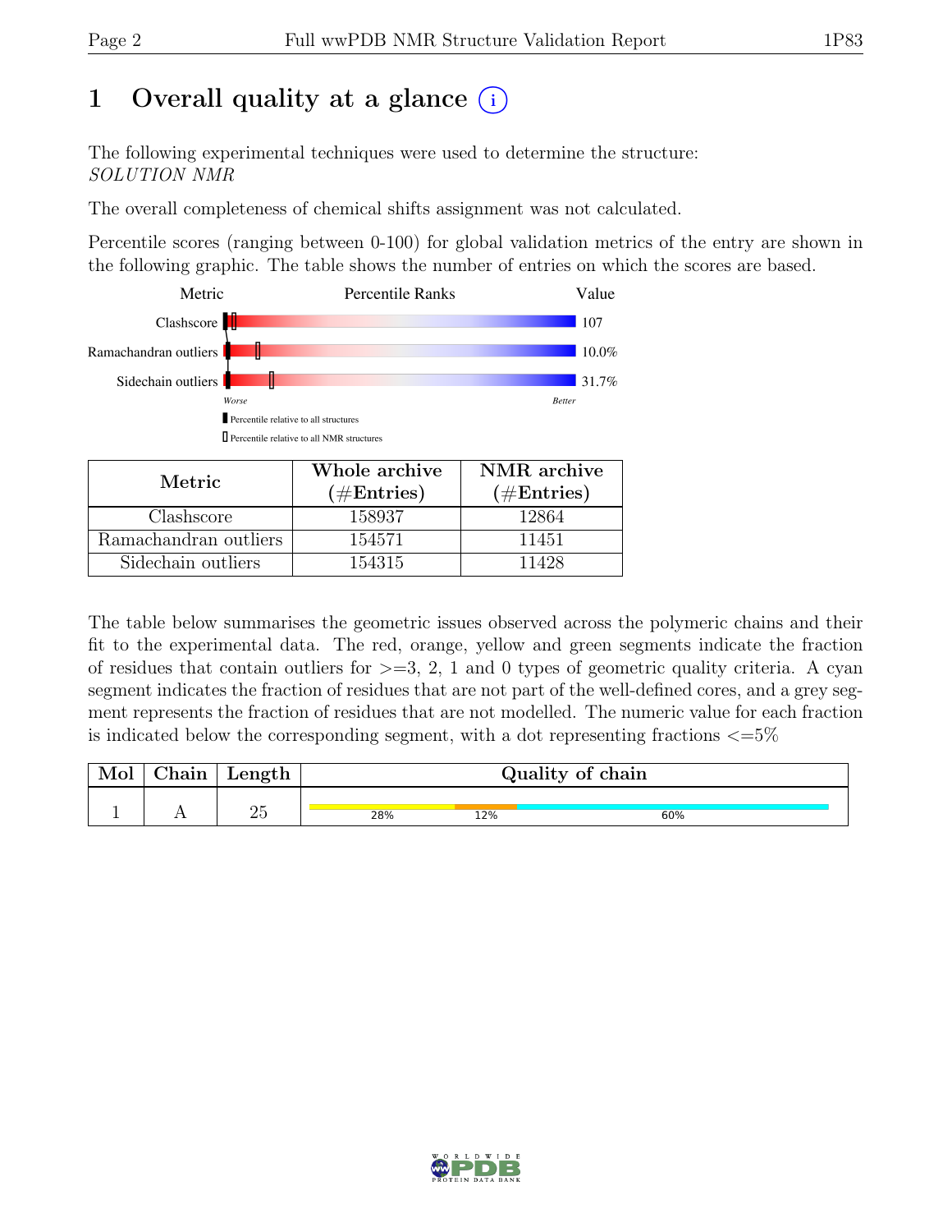# 1 Overall quality at a glance

The following experimental techniques were used to determine the structure:
*SOLUTION NMR*

The overall completeness of chemical shifts assignment was not calculated.

Percentile scores (ranging between 0-100) for global validation metrics of the entry are shown in the following graphic. The table shows the number of entries on which the scores are based.

| Metric | Value |
|---|---|
| Clashscore | 107 |
| Ramachandran outliers | 10.0% |
| Sidechain outliers | 31.7% |

| Metric | Whole archive (#Entries) | NMR archive (#Entries) |
|---|---|---|
| Clashscore | 158937 | 12864 |
| Ramachandran outliers | 154571 | 11451 |
| Sidechain outliers | 154315 | 11428 |

The table below summarises the geometric issues observed across the polymeric chains and their fit to the experimental data. The red, orange, yellow and green segments indicate the fraction of residues that contain outliers for >=3, 2, 1 and 0 types of geometric quality criteria. A cyan segment indicates the fraction of residues that are not part of the well-defined cores, and a grey segment represents the fraction of residues that are not modelled. The numeric value for each fraction is indicated below the corresponding segment, with a dot representing fractions <=5%

| Mol | Chain | Length | Quality of chain |
|---|---|---|---|
| 1 | A | 25 | 28% 12% 60% |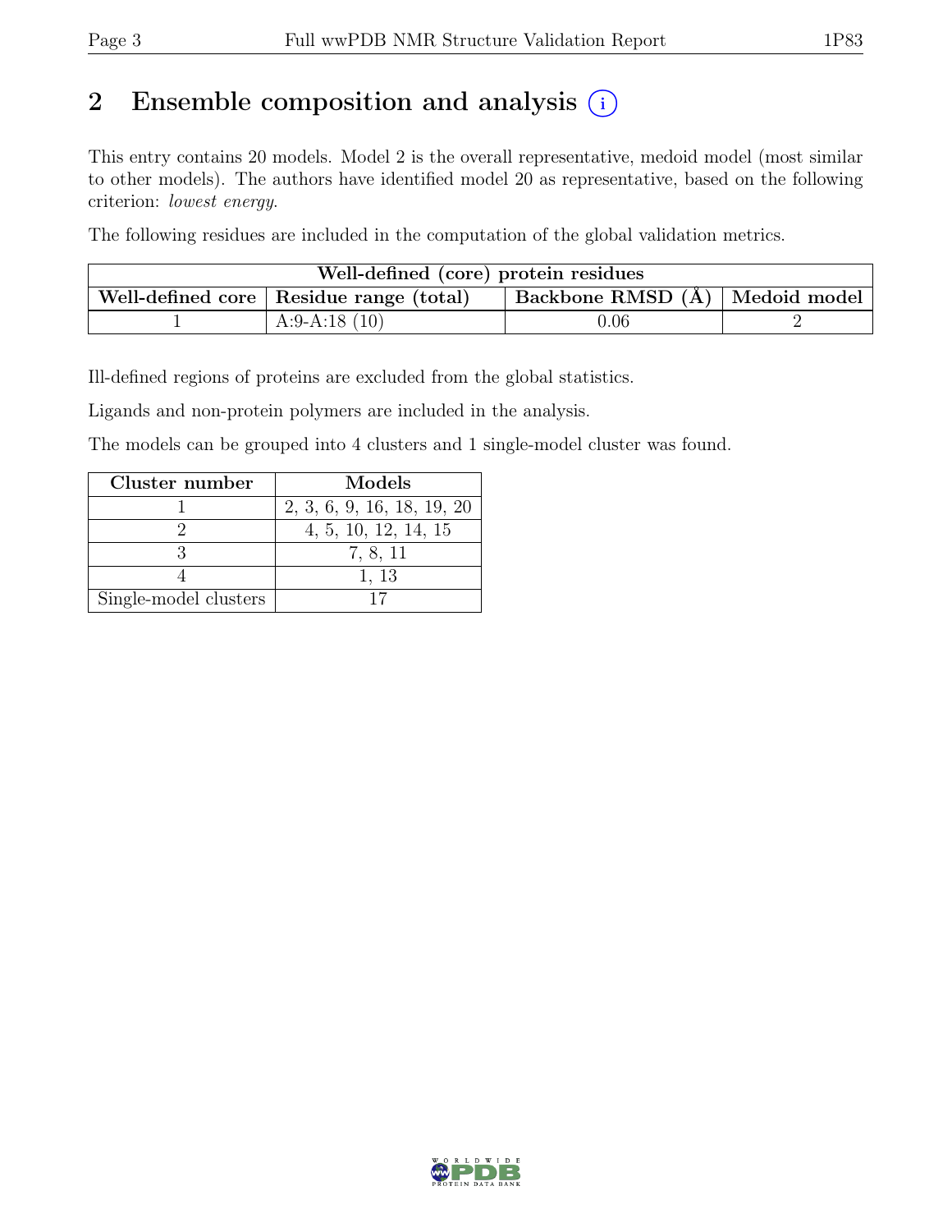## 2 Ensemble composition and analysis

This entry contains 20 models. Model 2 is the overall representative, medoid model (most similar to other models). The authors have identified model 20 as representative, based on the following criterion: *lowest energy*.

The following residues are included in the computation of the global validation metrics.

| Well-defined (core) protein residues | | | |
|---|---|---|---|
| Well-defined core | Residue range (total) | Backbone RMSD (Å) | Medoid model |
| 1 | A:9-A:18 (10) | 0.06 | 2 |

Ill-defined regions of proteins are excluded from the global statistics.

Ligands and non-protein polymers are included in the analysis.

The models can be grouped into 4 clusters and 1 single-model cluster was found.

| Cluster number | Models |
|---|---|
| 1 | 2, 3, 6, 9, 16, 18, 19, 20 |
| 2 | 4, 5, 10, 12, 14, 15 |
| 3 | 7, 8, 11 |
| 4 | 1, 13 |
| Single-model clusters | 17 |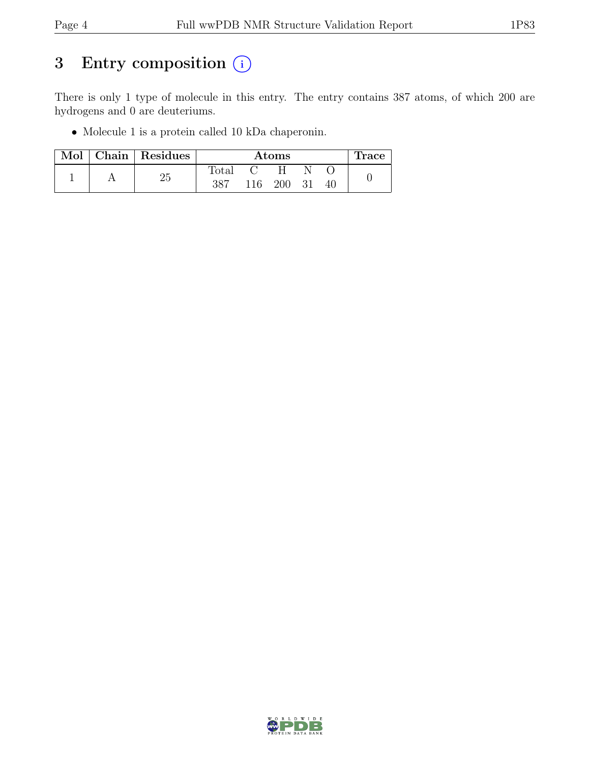# 3 Entry composition

There is only 1 type of molecule in this entry. The entry contains 387 atoms, of which 200 are hydrogens and 0 are deuteriums.

- Molecule 1 is a protein called 10 kDa chaperonin.

| Mol | Chain | Residues | Atoms | | | | | Trace |
|---|---|---|---|---|---|---|---|---|
| | | | Total | C | H | N | O | |
| 1 | A | 25 | 387 | 116 | 200 | 31 | 40 | 0 |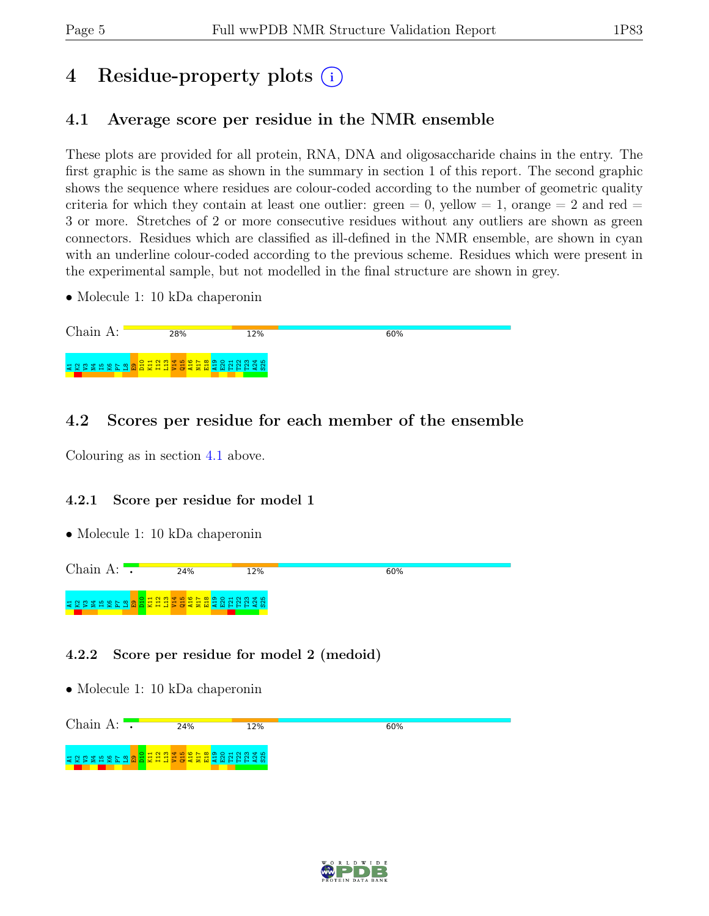# 4 Residue-property plots

## 4.1 Average score per residue in the NMR ensemble

These plots are provided for all protein, RNA, DNA and oligosaccharide chains in the entry. The first graphic is the same as shown in the summary in section 1 of this report. The second graphic shows the sequence where residues are colour-coded according to the number of geometric quality criteria for which they contain at least one outlier: green = 0, yellow = 1, orange = 2 and red = 3 or more. Stretches of 2 or more consecutive residues without any outliers are shown as green connectors. Residues which are classified as ill-defined in the NMR ensemble, are shown in cyan with an underline colour-coded according to the previous scheme. Residues which were present in the experimental sample, but not modelled in the final structure are shown in grey.

- Molecule 1: 10 kDa chaperonin

Chain A: 28% 12% 60%

A1 K2 V3 N4 I5 K6 P7 L8 E9 D10 K11 I12 L13 V14 Q15 A16 N17 E18 A19 E20 T21 T22 T23 A24 S25

## 4.2 Scores per residue for each member of the ensemble

Colouring as in section 4.1 above.

### 4.2.1 Score per residue for model 1

- Molecule 1: 10 kDa chaperonin

Chain A: • 24% 12% 60%

A1 K2 V3 N4 I5 K6 P7 L8 E9 D10 K11 I12 L13 V14 Q15 A16 N17 E18 A19 E20 T21 T22 T23 A24 S25

### 4.2.2 Score per residue for model 2 (medoid)

- Molecule 1: 10 kDa chaperonin

Chain A: • 24% 12% 60%

A1 K2 V3 N4 I5 K6 P7 L8 E9 D10 K11 I12 L13 V14 Q15 A16 N17 E18 A19 E20 T21 T22 T23 A24 S25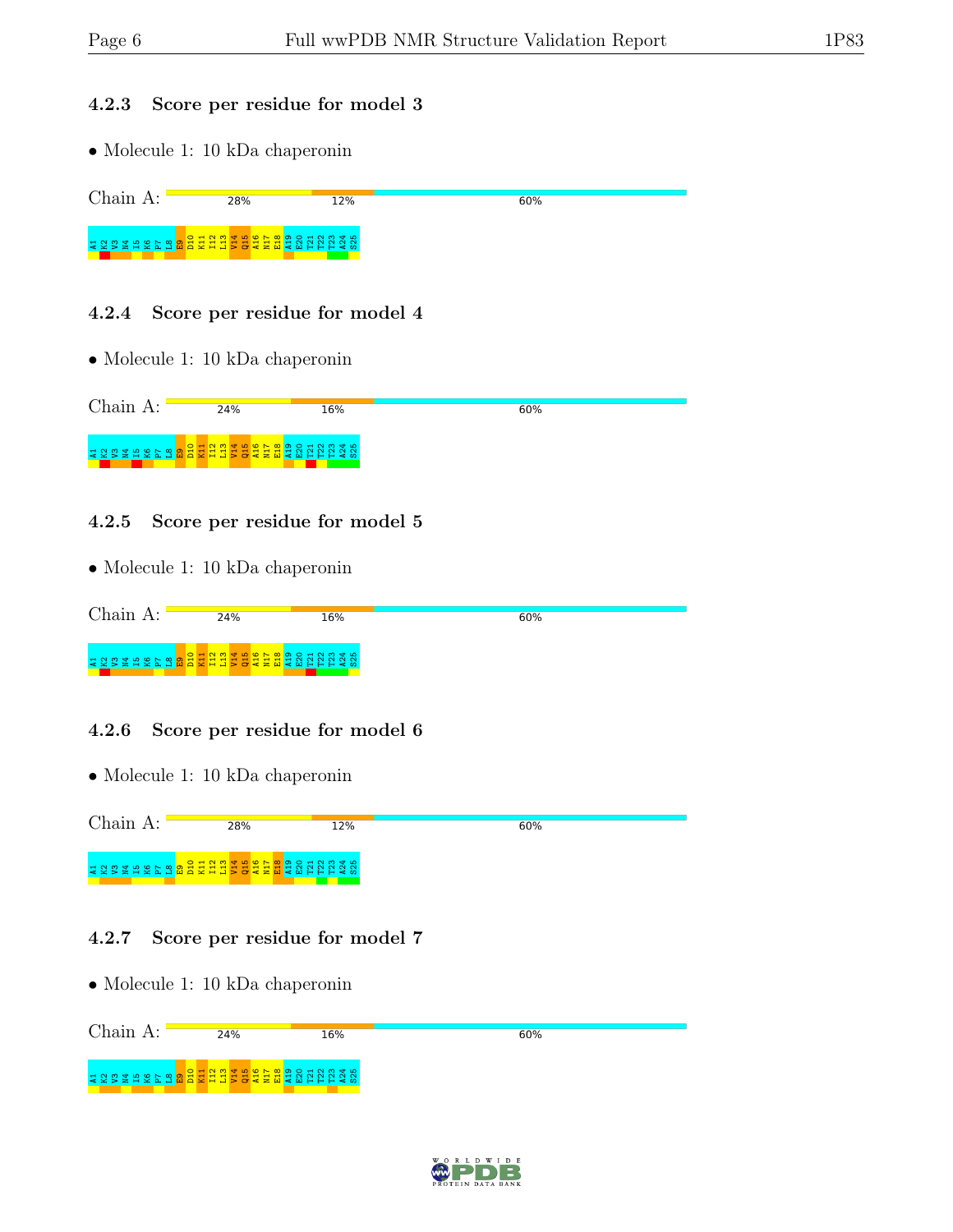### 4.2.3 Score per residue for model 3

- Molecule 1: 10 kDa chaperonin

Chain A: 28% 12% 60%

A1 K2 V3 N4 I5 K6 P7 L8 E9 D10 K11 I12 L13 V14 Q15 A16 N17 E18 A19 E20 T21 T22 T23 A24 S25

### 4.2.4 Score per residue for model 4

- Molecule 1: 10 kDa chaperonin

Chain A: 24% 16% 60%

A1 K2 V3 N4 I5 K6 P7 L8 E9 D10 K11 I12 L13 V14 Q15 A16 N17 E18 A19 E20 T21 T22 T23 A24 S25

### 4.2.5 Score per residue for model 5

- Molecule 1: 10 kDa chaperonin

Chain A: 24% 16% 60%

A1 K2 V3 N4 I5 K6 P7 L8 E9 D10 K11 I12 L13 V14 Q15 A16 N17 E18 A19 E20 T21 T22 T23 A24 S25

### 4.2.6 Score per residue for model 6

- Molecule 1: 10 kDa chaperonin

Chain A: 28% 12% 60%

A1 K2 V3 N4 I5 K6 P7 L8 E9 D10 K11 I12 L13 V14 Q15 A16 N17 E18 A19 E20 T21 T22 T23 A24 S25

### 4.2.7 Score per residue for model 7

- Molecule 1: 10 kDa chaperonin

Chain A: 24% 16% 60%

A1 K2 V3 N4 I5 K6 P7 L8 E9 D10 K11 I12 L13 V14 Q15 A16 N17 E18 A19 E20 T21 T22 T23 A24 S25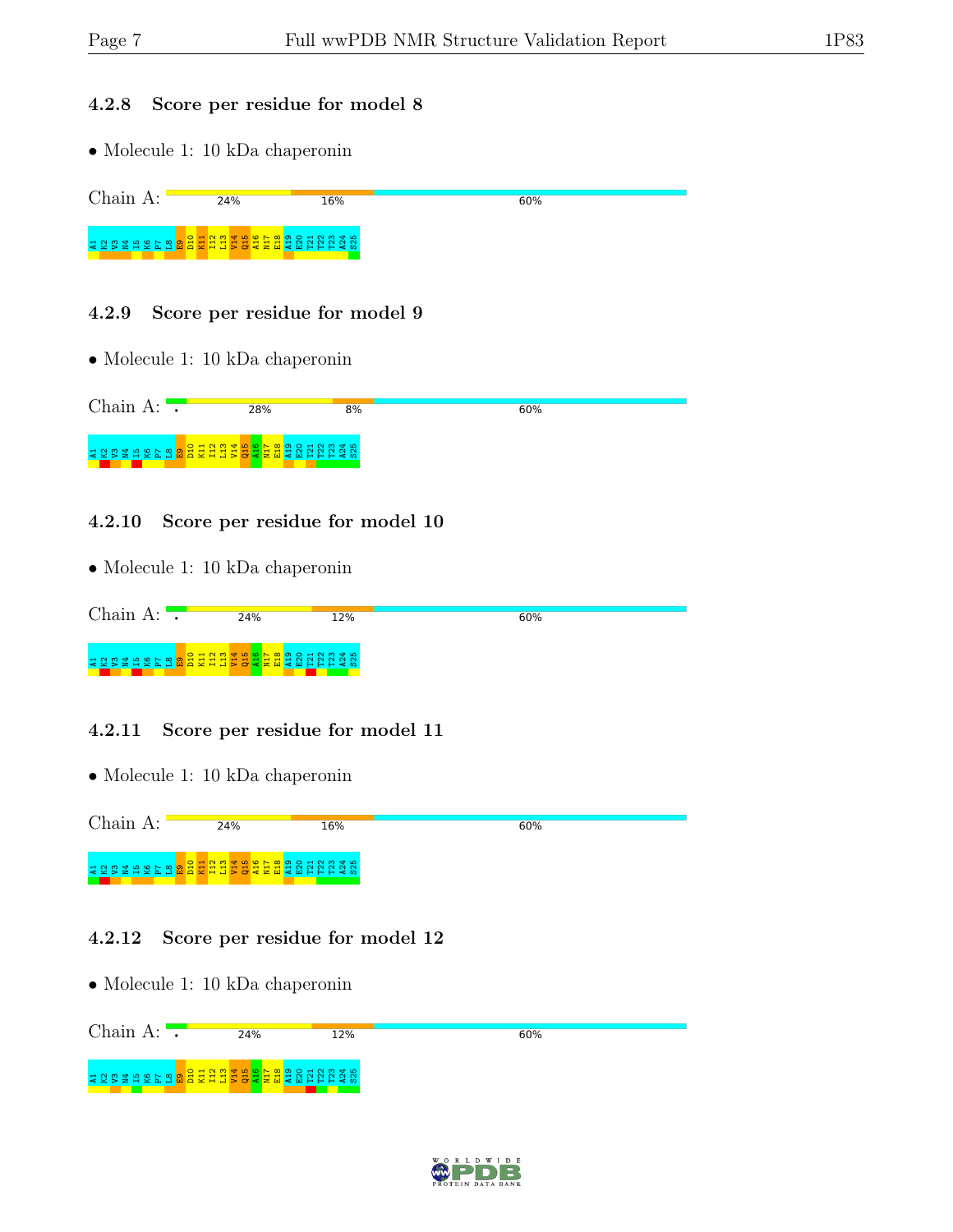### 4.2.8 Score per residue for model 8

- Molecule 1: 10 kDa chaperonin

Chain A: 24% 16% 60%

A1 K2 V3 N4 I5 K6 P7 L8 E9 D10 K11 I12 L13 V14 Q15 A16 N17 E18 A19 E20 T21 T22 T23 A24 S25

### 4.2.9 Score per residue for model 9

- Molecule 1: 10 kDa chaperonin

Chain A: • 28% 8% 60%

A1 K2 V3 N4 I5 K6 P7 L8 E9 D10 K11 I12 L13 V14 Q15 A16 N17 E18 A19 E20 T21 T22 T23 A24 S25

### 4.2.10 Score per residue for model 10

- Molecule 1: 10 kDa chaperonin

Chain A: • 24% 12% 60%

A1 K2 V3 N4 I5 K6 P7 L8 E9 D10 K11 I12 L13 V14 Q15 A16 N17 E18 A19 E20 T21 T22 T23 A24 S25

### 4.2.11 Score per residue for model 11

- Molecule 1: 10 kDa chaperonin

Chain A: 24% 16% 60%

A1 K2 V3 N4 I5 K6 P7 L8 E9 D10 K11 I12 L13 V14 Q15 A16 N17 E18 A19 E20 T21 T22 T23 A24 S25

### 4.2.12 Score per residue for model 12

- Molecule 1: 10 kDa chaperonin

Chain A: • 24% 12% 60%

A1 K2 V3 N4 I5 K6 P7 L8 E9 D10 K11 I12 L13 V14 Q15 A16 N17 E18 A19 E20 T21 T22 T23 A24 S25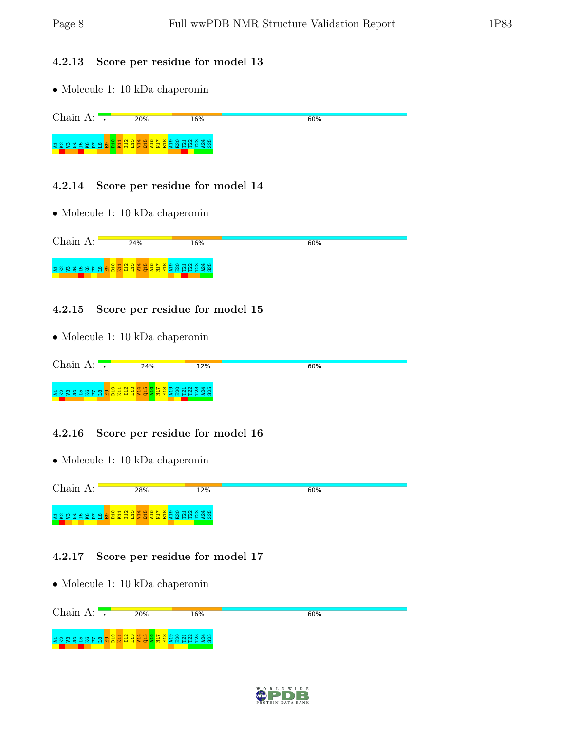### 4.2.13 Score per residue for model 13

- Molecule 1: 10 kDa chaperonin

Chain A: • 20% 16% 60%

A1 K2 V3 N4 I5 K6 P7 L8 E9 D10 K11 I12 L13 V14 Q15 A16 N17 E18 A19 E20 T21 T22 T23 A24 S25

### 4.2.14 Score per residue for model 14

- Molecule 1: 10 kDa chaperonin

Chain A: 24% 16% 60%

A1 K2 V3 N4 I5 K6 P7 L8 E9 D10 K11 I12 L13 V14 Q15 A16 N17 E18 A19 E20 T21 T22 T23 A24 S25

### 4.2.15 Score per residue for model 15

- Molecule 1: 10 kDa chaperonin

Chain A: • 24% 12% 60%

A1 K2 V3 N4 I5 K6 P7 L8 E9 D10 K11 I12 L13 V14 Q15 A16 N17 E18 A19 E20 T21 T22 T23 A24 S25

### 4.2.16 Score per residue for model 16

- Molecule 1: 10 kDa chaperonin

Chain A: 28% 12% 60%

A1 K2 V3 N4 I5 K6 P7 L8 E9 D10 K11 I12 L13 V14 Q15 A16 N17 E18 A19 E20 T21 T22 T23 A24 S25

### 4.2.17 Score per residue for model 17

- Molecule 1: 10 kDa chaperonin

Chain A: • 20% 16% 60%

A1 K2 V3 N4 I5 K6 P7 L8 E9 D10 K11 I12 L13 V14 Q15 A16 N17 E18 A19 E20 T21 T22 T23 A24 S25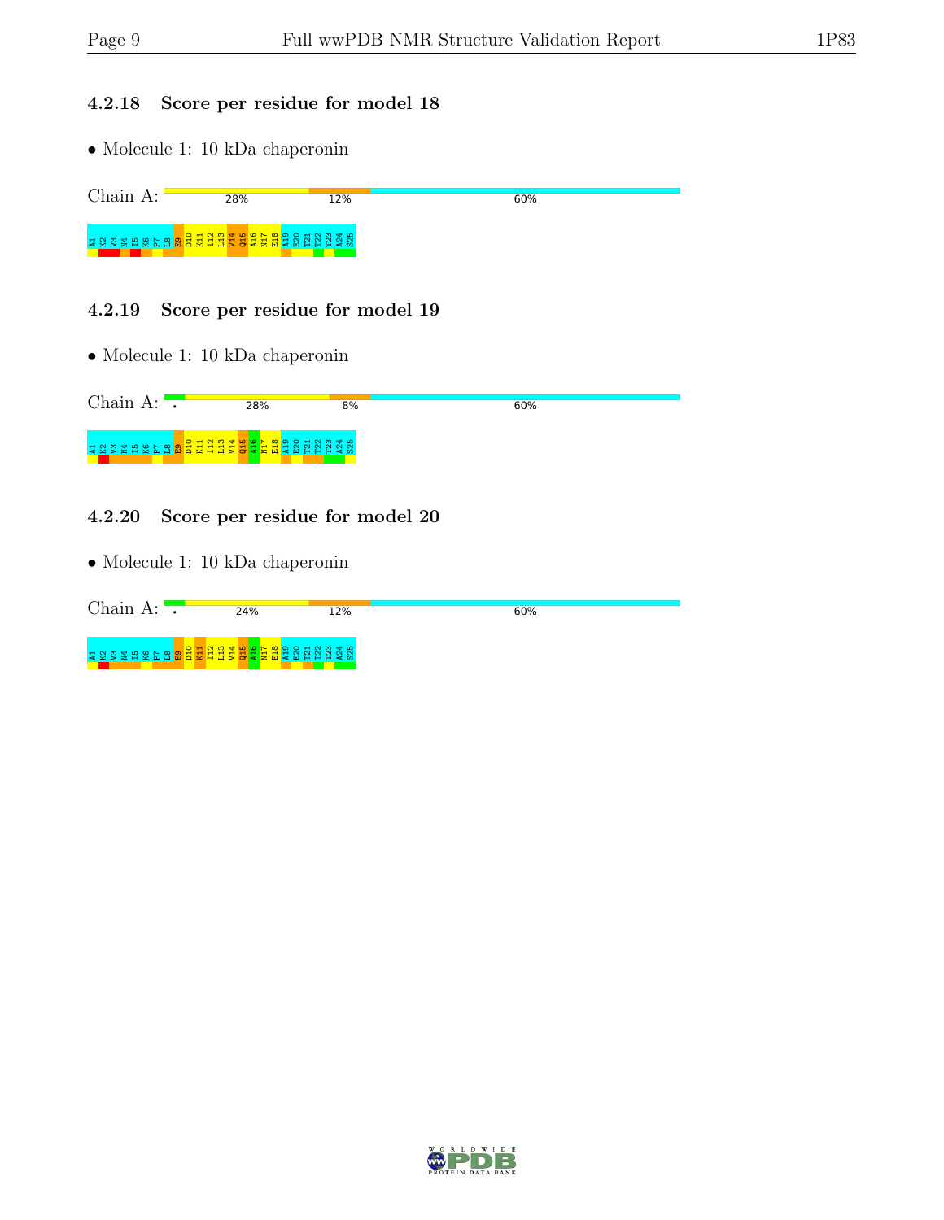### 4.2.18 Score per residue for model 18

- Molecule 1: 10 kDa chaperonin

Chain A: 28% 12% 60%

A1 K2 V3 N4 I5 K6 P7 L8 E9 D10 K11 I12 L13 V14 Q15 A16 N17 E18 A19 E20 T21 T22 T23 A24 S25

### 4.2.19 Score per residue for model 19

- Molecule 1: 10 kDa chaperonin

Chain A: • 28% 8% 60%

A1 K2 V3 N4 I5 K6 P7 L8 E9 D10 K11 I12 L13 V14 Q15 A16 N17 E18 A19 E20 T21 T22 T23 A24 S25

### 4.2.20 Score per residue for model 20

- Molecule 1: 10 kDa chaperonin

Chain A: • 24% 12% 60%

A1 K2 V3 N4 I5 K6 P7 L8 E9 D10 K11 I12 L13 V14 Q15 A16 N17 E18 A19 E20 T21 T22 T23 A24 S25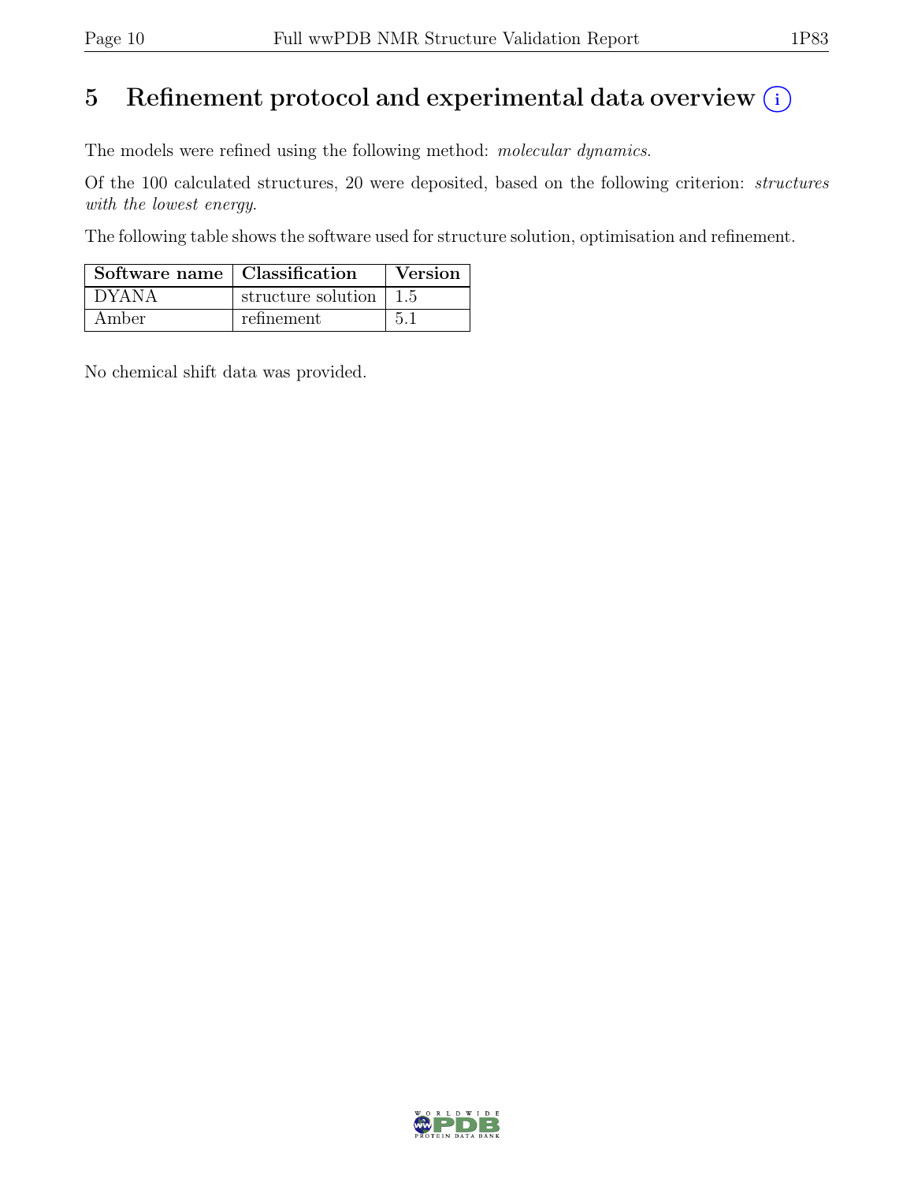# 5 Refinement protocol and experimental data overview (i)

The models were refined using the following method: *molecular dynamics*.

Of the 100 calculated structures, 20 were deposited, based on the following criterion: *structures with the lowest energy*.

The following table shows the software used for structure solution, optimisation and refinement.

| Software name | Classification | Version |
|---|---|---|
| DYANA | structure solution | 1.5 |
| Amber | refinement | 5.1 |

No chemical shift data was provided.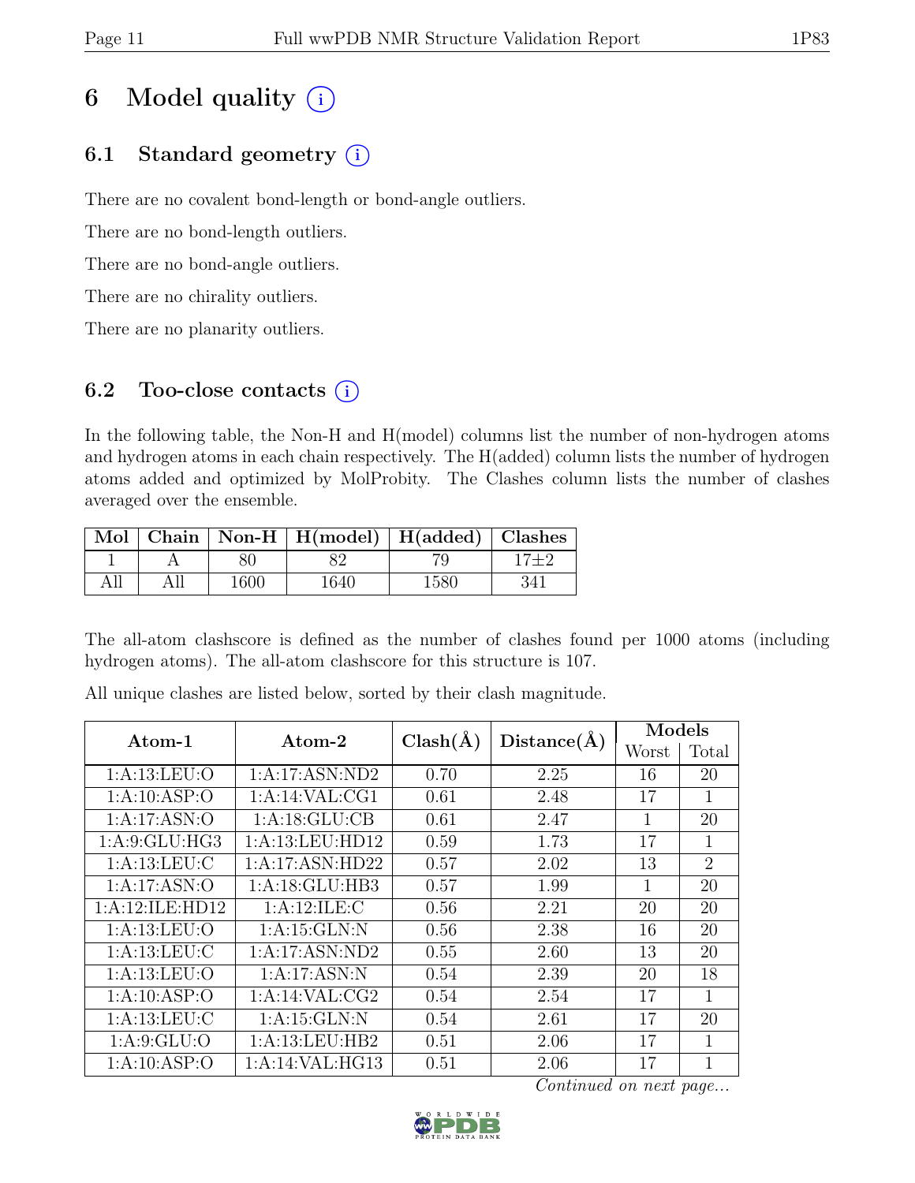# 6 Model quality (i)

## 6.1 Standard geometry (i)

There are no covalent bond-length or bond-angle outliers.

There are no bond-length outliers.

There are no bond-angle outliers.

There are no chirality outliers.

There are no planarity outliers.

## 6.2 Too-close contacts (i)

In the following table, the Non-H and H(model) columns list the number of non-hydrogen atoms and hydrogen atoms in each chain respectively. The H(added) column lists the number of hydrogen atoms added and optimized by MolProbity. The Clashes column lists the number of clashes averaged over the ensemble.

| Mol | Chain | Non-H | H(model) | H(added) | Clashes |
|---|---|---|---|---|---|
| 1 | A | 80 | 82 | 79 | 17±2 |
| All | All | 1600 | 1640 | 1580 | 341 |

The all-atom clashscore is defined as the number of clashes found per 1000 atoms (including hydrogen atoms). The all-atom clashscore for this structure is 107.

All unique clashes are listed below, sorted by their clash magnitude.

| Atom-1 | Atom-2 | Clash(Å) | Distance(Å) | Models | |
|---|---|---|---|---|---|
| | | | | Worst | Total |
| 1:A:13:LEU:O | 1:A:17:ASN:ND2 | 0.70 | 2.25 | 16 | 20 |
| 1:A:10:ASP:O | 1:A:14:VAL:CG1 | 0.61 | 2.48 | 17 | 1 |
| 1:A:17:ASN:O | 1:A:18:GLU:CB | 0.61 | 2.47 | 1 | 20 |
| 1:A:9:GLU:HG3 | 1:A:13:LEU:HD12 | 0.59 | 1.73 | 17 | 1 |
| 1:A:13:LEU:C | 1:A:17:ASN:HD22 | 0.57 | 2.02 | 13 | 2 |
| 1:A:17:ASN:O | 1:A:18:GLU:HB3 | 0.57 | 1.99 | 1 | 20 |
| 1:A:12:ILE:HD12 | 1:A:12:ILE:C | 0.56 | 2.21 | 20 | 20 |
| 1:A:13:LEU:O | 1:A:15:GLN:N | 0.56 | 2.38 | 16 | 20 |
| 1:A:13:LEU:C | 1:A:17:ASN:ND2 | 0.55 | 2.60 | 13 | 20 |
| 1:A:13:LEU:O | 1:A:17:ASN:N | 0.54 | 2.39 | 20 | 18 |
| 1:A:10:ASP:O | 1:A:14:VAL:CG2 | 0.54 | 2.54 | 17 | 1 |
| 1:A:13:LEU:C | 1:A:15:GLN:N | 0.54 | 2.61 | 17 | 20 |
| 1:A:9:GLU:O | 1:A:13:LEU:HB2 | 0.51 | 2.06 | 17 | 1 |
| 1:A:10:ASP:O | 1:A:14:VAL:HG13 | 0.51 | 2.06 | 17 | 1 |

*Continued on next page...*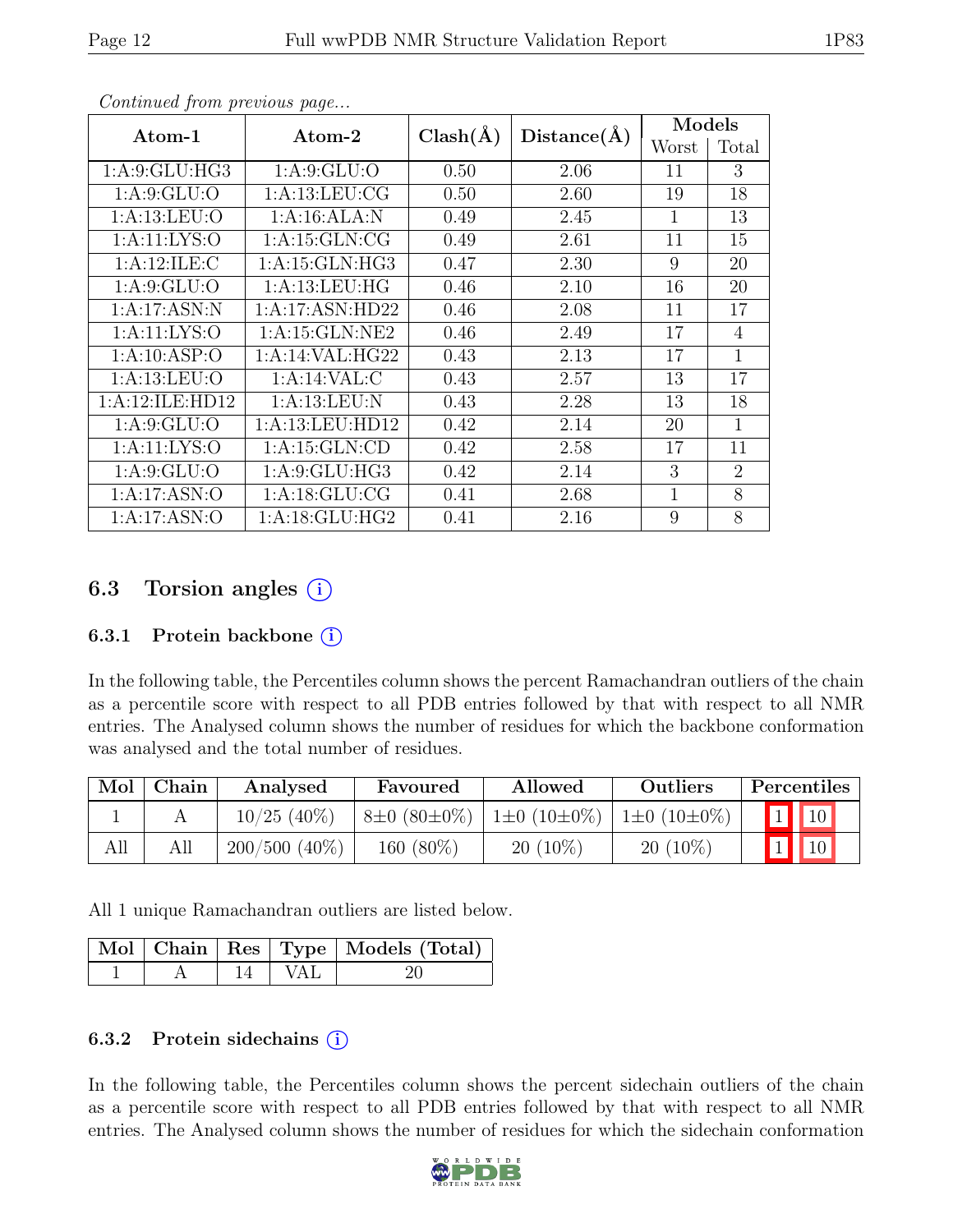*Continued from previous page...*

| Atom-1 | Atom-2 | Clash(Å) | Distance(Å) | Models | |
|---|---|---|---|---|---|
| | | | | Worst | Total |
| 1:A:9:GLU:HG3 | 1:A:9:GLU:O | 0.50 | 2.06 | 11 | 3 |
| 1:A:9:GLU:O | 1:A:13:LEU:CG | 0.50 | 2.60 | 19 | 18 |
| 1:A:13:LEU:O | 1:A:16:ALA:N | 0.49 | 2.45 | 1 | 13 |
| 1:A:11:LYS:O | 1:A:15:GLN:CG | 0.49 | 2.61 | 11 | 15 |
| 1:A:12:ILE:C | 1:A:15:GLN:HG3 | 0.47 | 2.30 | 9 | 20 |
| 1:A:9:GLU:O | 1:A:13:LEU:HG | 0.46 | 2.10 | 16 | 20 |
| 1:A:17:ASN:N | 1:A:17:ASN:HD22 | 0.46 | 2.08 | 11 | 17 |
| 1:A:11:LYS:O | 1:A:15:GLN:NE2 | 0.46 | 2.49 | 17 | 4 |
| 1:A:10:ASP:O | 1:A:14:VAL:HG22 | 0.43 | 2.13 | 17 | 1 |
| 1:A:13:LEU:O | 1:A:14:VAL:C | 0.43 | 2.57 | 13 | 17 |
| 1:A:12:ILE:HD12 | 1:A:13:LEU:N | 0.43 | 2.28 | 13 | 18 |
| 1:A:9:GLU:O | 1:A:13:LEU:HD12 | 0.42 | 2.14 | 20 | 1 |
| 1:A:11:LYS:O | 1:A:15:GLN:CD | 0.42 | 2.58 | 17 | 11 |
| 1:A:9:GLU:O | 1:A:9:GLU:HG3 | 0.42 | 2.14 | 3 | 2 |
| 1:A:17:ASN:O | 1:A:18:GLU:CG | 0.41 | 2.68 | 1 | 8 |
| 1:A:17:ASN:O | 1:A:18:GLU:HG2 | 0.41 | 2.16 | 9 | 8 |

## 6.3 Torsion angles

### 6.3.1 Protein backbone

In the following table, the Percentiles column shows the percent Ramachandran outliers of the chain as a percentile score with respect to all PDB entries followed by that with respect to all NMR entries. The Analysed column shows the number of residues for which the backbone conformation was analysed and the total number of residues.

| Mol | Chain | Analysed | Favoured | Allowed | Outliers | Percentiles | |
|---|---|---|---|---|---|---|---|
| 1 | A | 10/25 (40%) | 8±0 (80±0%) | 1±0 (10±0%) | 1±0 (10±0%) | 1 | 10 |
| All | All | 200/500 (40%) | 160 (80%) | 20 (10%) | 20 (10%) | 1 | 10 |

All 1 unique Ramachandran outliers are listed below.

| Mol | Chain | Res | Type | Models (Total) |
|---|---|---|---|---|
| 1 | A | 14 | VAL | 20 |

### 6.3.2 Protein sidechains

In the following table, the Percentiles column shows the percent sidechain outliers of the chain as a percentile score with respect to all PDB entries followed by that with respect to all NMR entries. The Analysed column shows the number of residues for which the sidechain conformation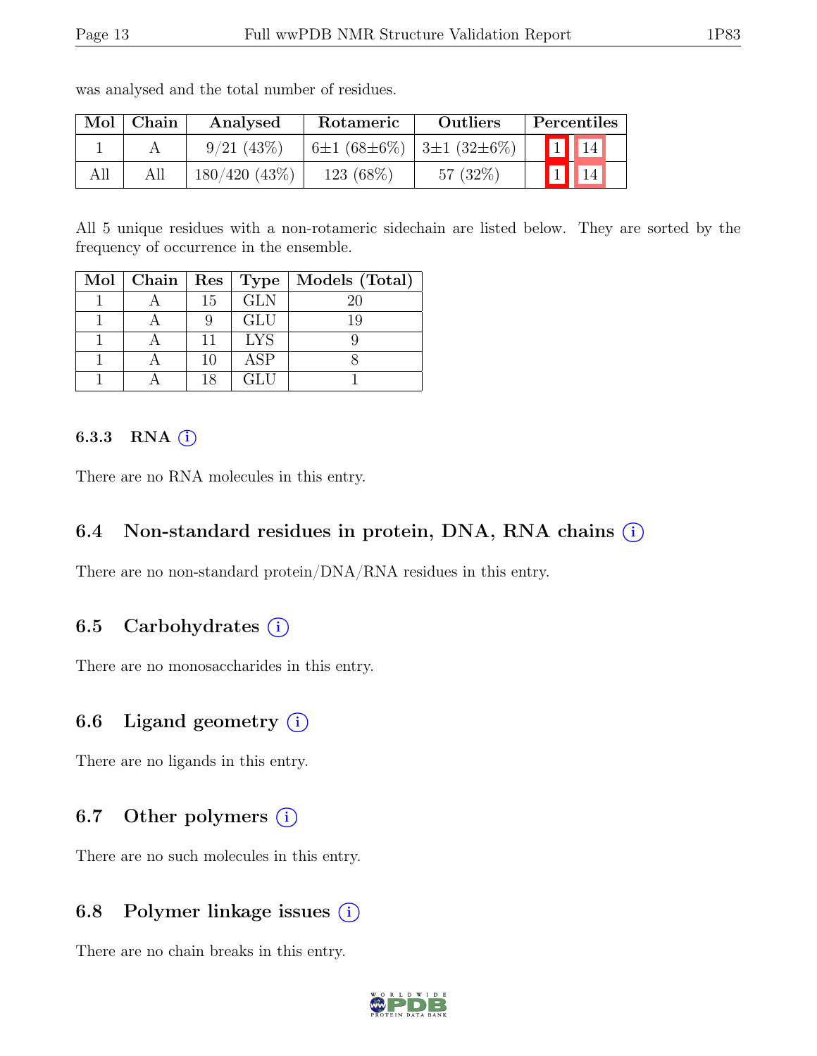was analysed and the total number of residues.

| Mol | Chain | Analysed | Rotameric | Outliers | Percentiles | |
|---|---|---|---|---|---|---|
| 1 | A | 9/21 (43%) | 6±1 (68±6%) | 3±1 (32±6%) | 1 | 14 |
| All | All | 180/420 (43%) | 123 (68%) | 57 (32%) | 1 | 14 |

All 5 unique residues with a non-rotameric sidechain are listed below. They are sorted by the frequency of occurrence in the ensemble.

| Mol | Chain | Res | Type | Models (Total) |
|---|---|---|---|---|
| 1 | A | 15 | GLN | 20 |
| 1 | A | 9 | GLU | 19 |
| 1 | A | 11 | LYS | 9 |
| 1 | A | 10 | ASP | 8 |
| 1 | A | 18 | GLU | 1 |

#### 6.3.3 RNA ⓘ

There are no RNA molecules in this entry.

### 6.4 Non-standard residues in protein, DNA, RNA chains ⓘ

There are no non-standard protein/DNA/RNA residues in this entry.

### 6.5 Carbohydrates ⓘ

There are no monosaccharides in this entry.

### 6.6 Ligand geometry ⓘ

There are no ligands in this entry.

### 6.7 Other polymers ⓘ

There are no such molecules in this entry.

### 6.8 Polymer linkage issues ⓘ

There are no chain breaks in this entry.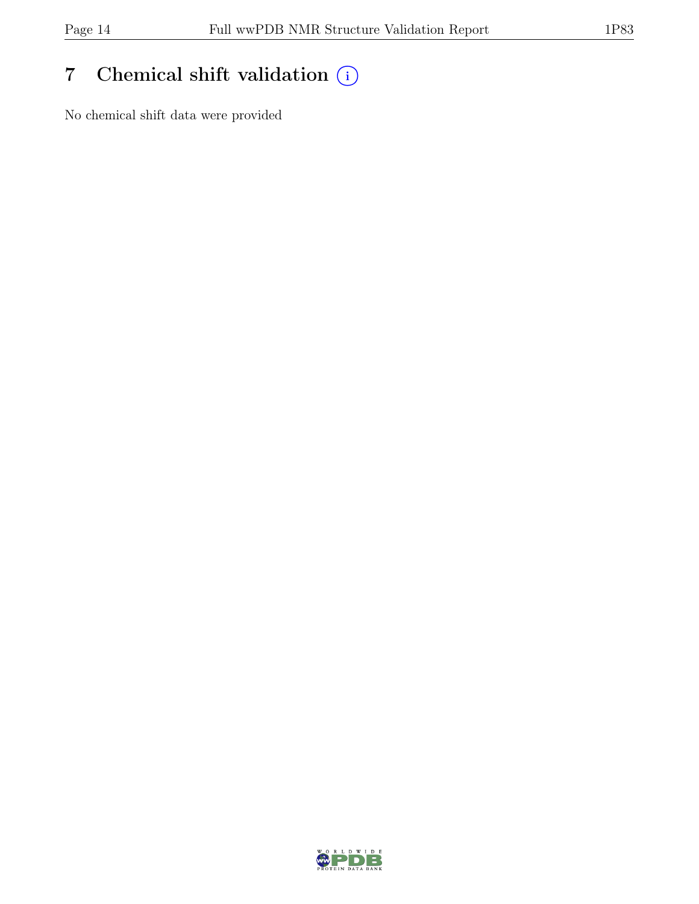# 7 Chemical shift validation

No chemical shift data were provided